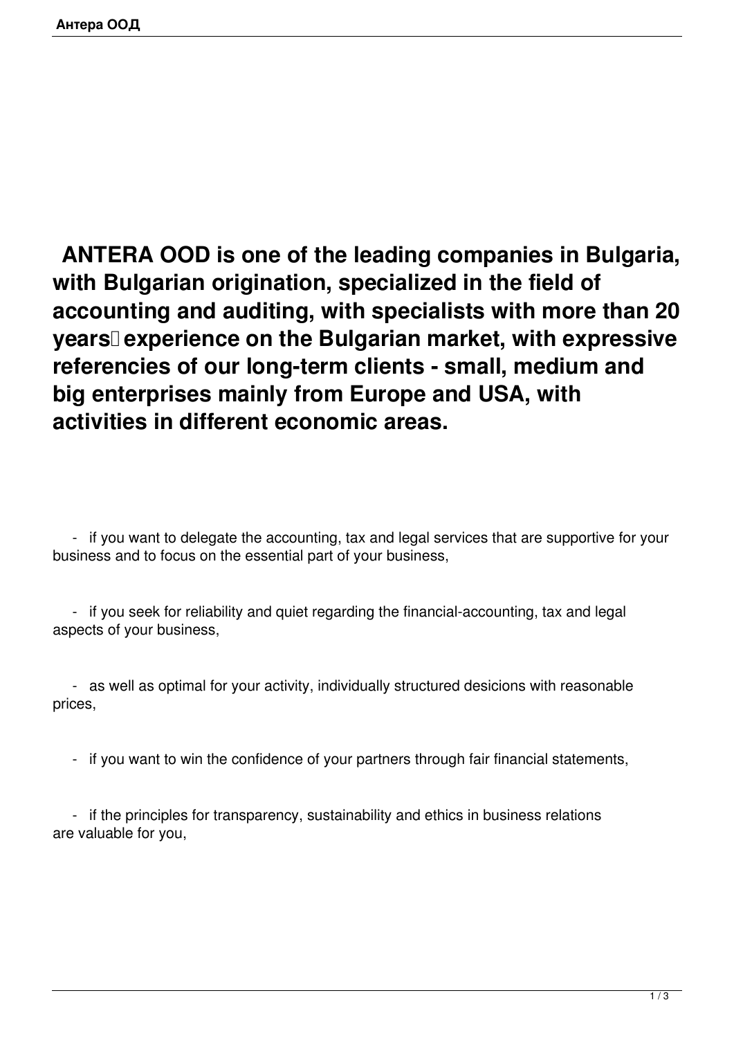**ANTERA OOD is one of the leading companies in Bulgaria, with Bulgarian origination, specialized in the field of accounting and auditing, with specialists with more than 20 years experience on the Bulgarian market, with expressive referencies of our long-term clients - small, medium and big enterprises mainly from Europe and USA, with activities in different economic areas.**

- if you want to delegate the accounting, tax and legal services that are supportive for your business and to focus on the essential part of your business,
- if you seek for reliability and quiet regarding the financial-accounting, tax and legal aspects of your business,
- as well as optimal for your activity, individually structured desicions with reasonable prices,
- if you want to win the confidence of your partners through fair financial statements,
- if the principles for transparency, sustainability and ethics in business relations are valuable for you,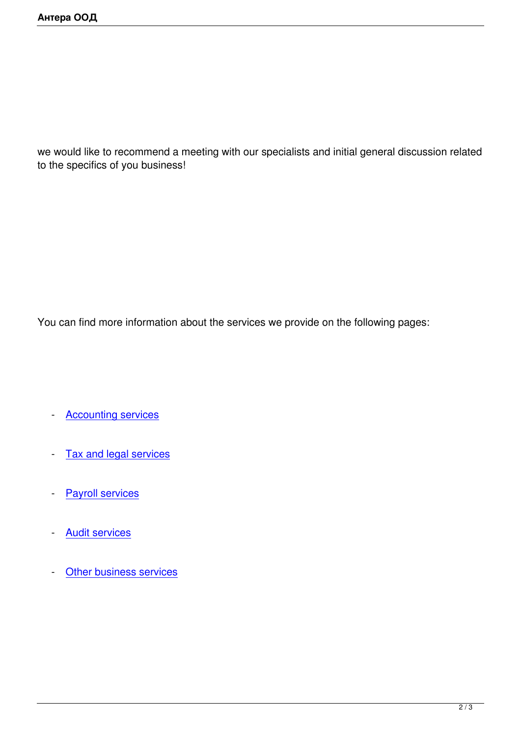we would like to recommend a meeting with our specialists and initial general discussion related to the specifics of you business!

You can find more information about the services we provide on the following pages:

- Accounting services
- Tax and legal services
- Payroll services
- Audit services
- Other business services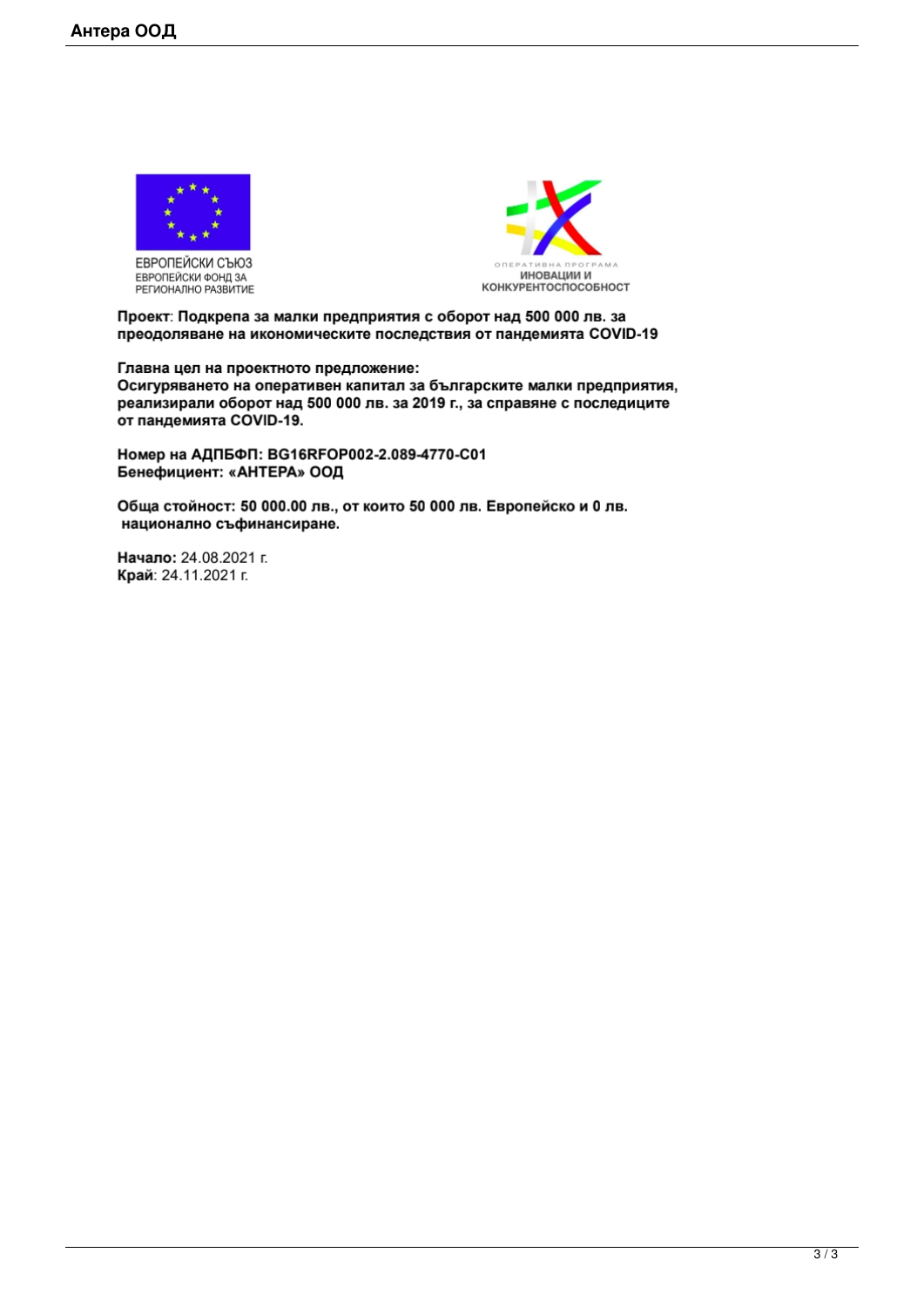ЕВРОПЕЙСКИ СЪЮЗ
ЕВРОПЕЙСКИ ФОНД ЗА
РЕГИОНАЛНО РАЗВИТИЕ

ОПЕРАТИВНА ПРОГРАМА
ИНОВАЦИИ И
КОНКУРЕНТОСПОСОБНОСТ

**Проект**: **Подкрепа за малки предприятия с оборот над 500 000 лв. за преодоляване на икономическите последствия от пандемията COVID-19**

**Главна цел на проектното предложение:**
**Осигуряването на оперативен капитал за българските малки предприятия, реализирали оборот над 500 000 лв. за 2019 г., за справяне с последиците от пандемията COVID-19.**

**Номер на АДПБФП: BG16RFOP002-2.089-4770-C01**
**Бенефициент: «АНТЕРА» ООД**

**Обща стойност: 50 000.00 лв., от които 50 000 лв. Европейско и 0 лв. национално съфинансиране.**

**Начало:** 24.08.2021 г.
**Край**: 24.11.2021 г.